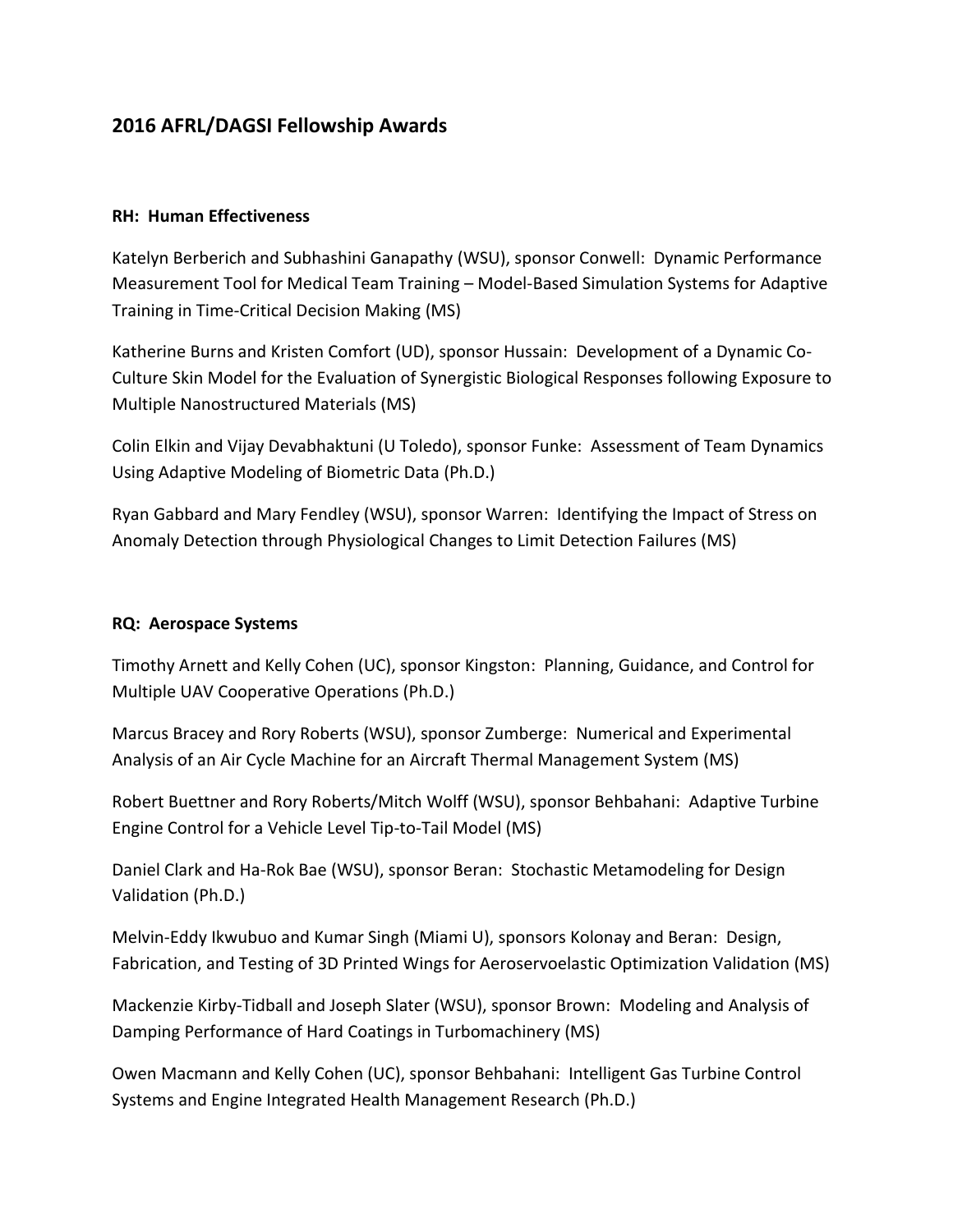# 2016 AFRL/DAGSI Fellowship Awards

**RH: Human Effectiveness**

Katelyn Berberich and Subhashini Ganapathy (WSU), sponsor Conwell: Dynamic Performance Measurement Tool for Medical Team Training – Model-Based Simulation Systems for Adaptive Training in Time-Critical Decision Making (MS)

Katherine Burns and Kristen Comfort (UD), sponsor Hussain: Development of a Dynamic Co-Culture Skin Model for the Evaluation of Synergistic Biological Responses following Exposure to Multiple Nanostructured Materials (MS)

Colin Elkin and Vijay Devabhaktuni (U Toledo), sponsor Funke: Assessment of Team Dynamics Using Adaptive Modeling of Biometric Data (Ph.D.)

Ryan Gabbard and Mary Fendley (WSU), sponsor Warren: Identifying the Impact of Stress on Anomaly Detection through Physiological Changes to Limit Detection Failures (MS)

**RQ: Aerospace Systems**

Timothy Arnett and Kelly Cohen (UC), sponsor Kingston: Planning, Guidance, and Control for Multiple UAV Cooperative Operations (Ph.D.)

Marcus Bracey and Rory Roberts (WSU), sponsor Zumberge: Numerical and Experimental Analysis of an Air Cycle Machine for an Aircraft Thermal Management System (MS)

Robert Buettner and Rory Roberts/Mitch Wolff (WSU), sponsor Behbahani: Adaptive Turbine Engine Control for a Vehicle Level Tip-to-Tail Model (MS)

Daniel Clark and Ha-Rok Bae (WSU), sponsor Beran: Stochastic Metamodeling for Design Validation (Ph.D.)

Melvin-Eddy Ikwubuo and Kumar Singh (Miami U), sponsors Kolonay and Beran: Design, Fabrication, and Testing of 3D Printed Wings for Aeroservoelastic Optimization Validation (MS)

Mackenzie Kirby-Tidball and Joseph Slater (WSU), sponsor Brown: Modeling and Analysis of Damping Performance of Hard Coatings in Turbomachinery (MS)

Owen Macmann and Kelly Cohen (UC), sponsor Behbahani: Intelligent Gas Turbine Control Systems and Engine Integrated Health Management Research (Ph.D.)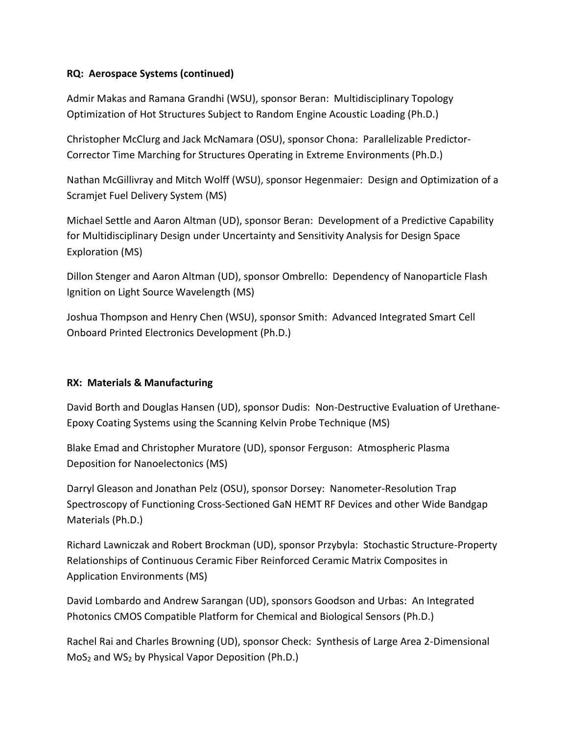**RQ: Aerospace Systems (continued)**

Admir Makas and Ramana Grandhi (WSU), sponsor Beran: Multidisciplinary Topology Optimization of Hot Structures Subject to Random Engine Acoustic Loading (Ph.D.)

Christopher McClurg and Jack McNamara (OSU), sponsor Chona: Parallelizable Predictor-Corrector Time Marching for Structures Operating in Extreme Environments (Ph.D.)

Nathan McGillivray and Mitch Wolff (WSU), sponsor Hegenmaier: Design and Optimization of a Scramjet Fuel Delivery System (MS)

Michael Settle and Aaron Altman (UD), sponsor Beran: Development of a Predictive Capability for Multidisciplinary Design under Uncertainty and Sensitivity Analysis for Design Space Exploration (MS)

Dillon Stenger and Aaron Altman (UD), sponsor Ombrello: Dependency of Nanoparticle Flash Ignition on Light Source Wavelength (MS)

Joshua Thompson and Henry Chen (WSU), sponsor Smith: Advanced Integrated Smart Cell Onboard Printed Electronics Development (Ph.D.)

**RX: Materials & Manufacturing**

David Borth and Douglas Hansen (UD), sponsor Dudis: Non-Destructive Evaluation of Urethane-Epoxy Coating Systems using the Scanning Kelvin Probe Technique (MS)

Blake Emad and Christopher Muratore (UD), sponsor Ferguson: Atmospheric Plasma Deposition for Nanoelectonics (MS)

Darryl Gleason and Jonathan Pelz (OSU), sponsor Dorsey: Nanometer-Resolution Trap Spectroscopy of Functioning Cross-Sectioned GaN HEMT RF Devices and other Wide Bandgap Materials (Ph.D.)

Richard Lawniczak and Robert Brockman (UD), sponsor Przybyla: Stochastic Structure-Property Relationships of Continuous Ceramic Fiber Reinforced Ceramic Matrix Composites in Application Environments (MS)

David Lombardo and Andrew Sarangan (UD), sponsors Goodson and Urbas: An Integrated Photonics CMOS Compatible Platform for Chemical and Biological Sensors (Ph.D.)

Rachel Rai and Charles Browning (UD), sponsor Check: Synthesis of Large Area 2-Dimensional $MoS_2$ and $WS_2$ by Physical Vapor Deposition (Ph.D.)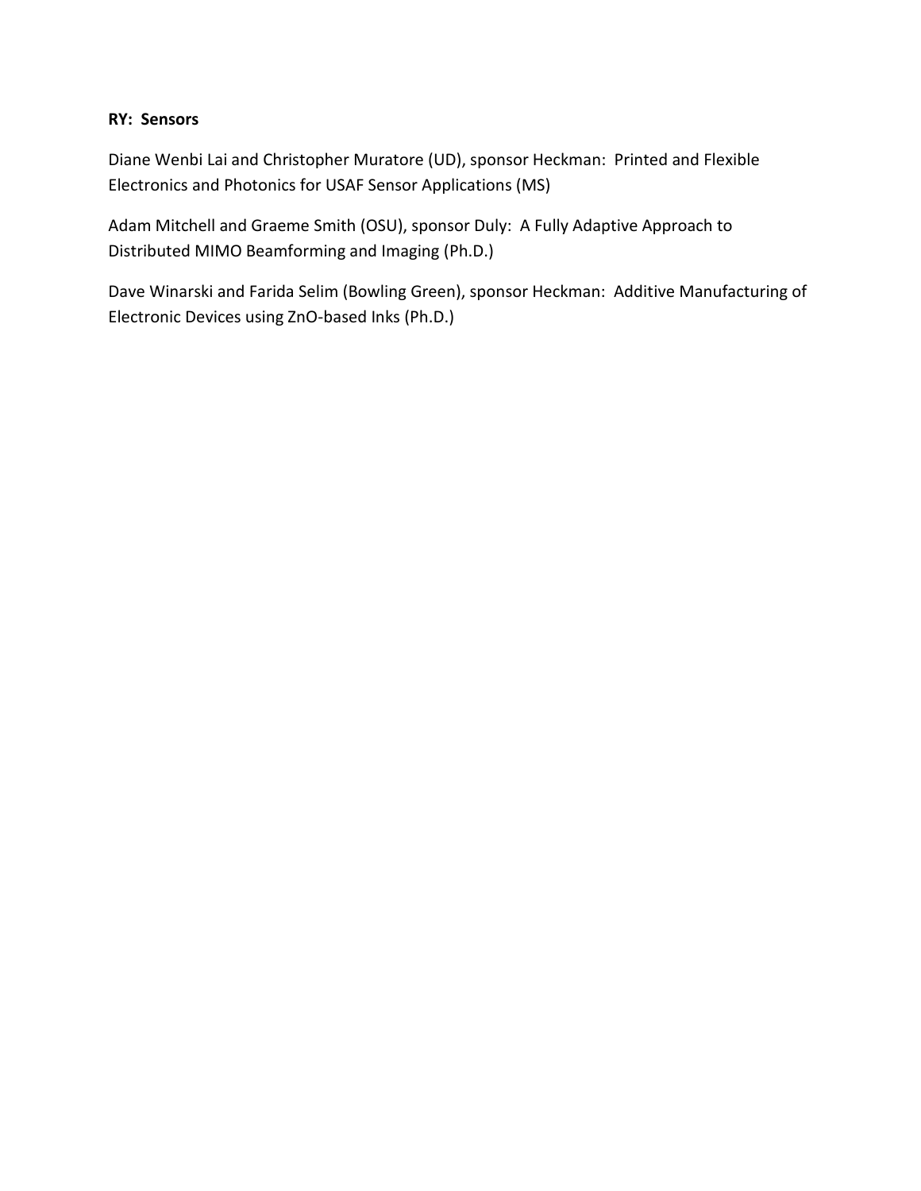**RY: Sensors**

Diane Wenbi Lai and Christopher Muratore (UD), sponsor Heckman: Printed and Flexible Electronics and Photonics for USAF Sensor Applications (MS)

Adam Mitchell and Graeme Smith (OSU), sponsor Duly: A Fully Adaptive Approach to Distributed MIMO Beamforming and Imaging (Ph.D.)

Dave Winarski and Farida Selim (Bowling Green), sponsor Heckman: Additive Manufacturing of Electronic Devices using ZnO-based Inks (Ph.D.)